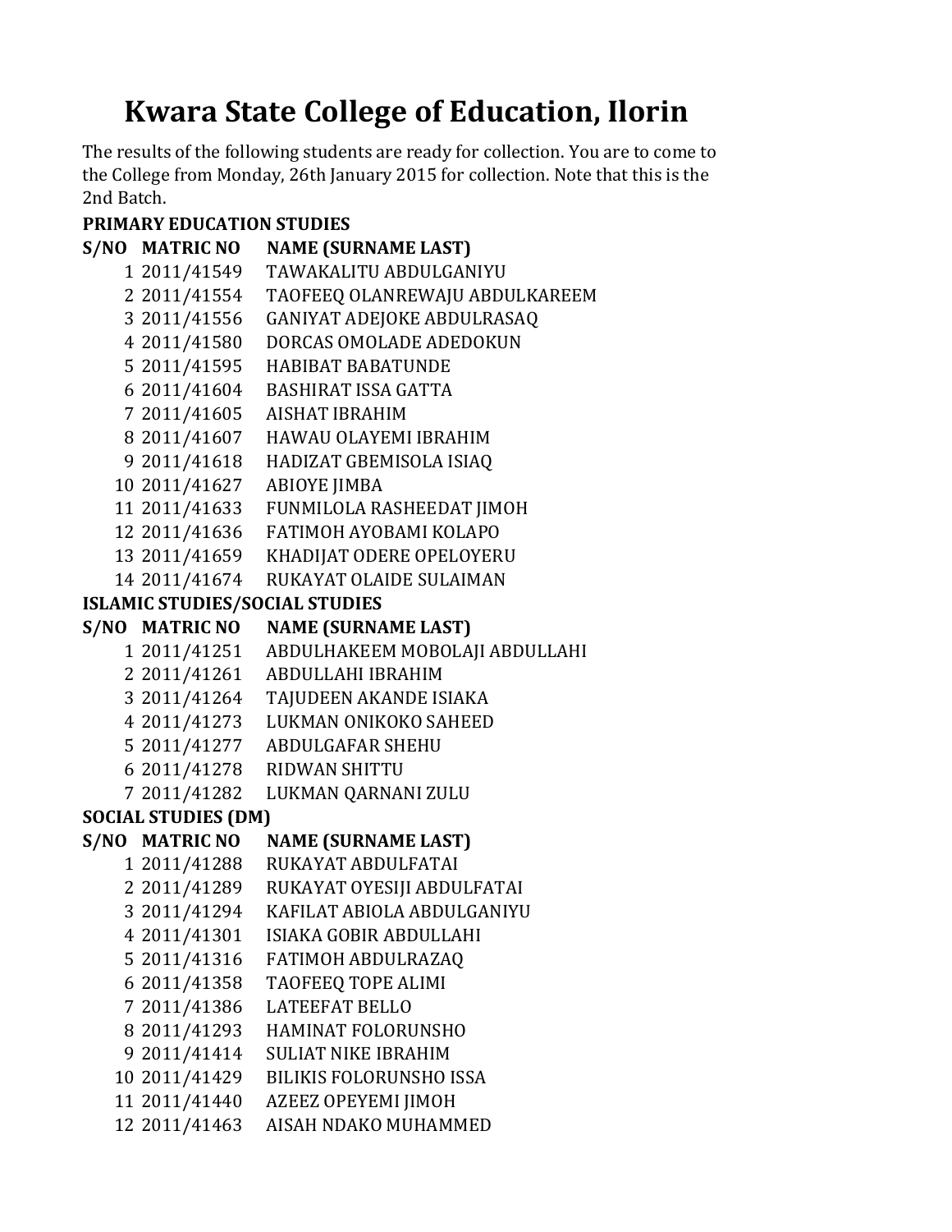# Kwara State College of Education, Ilorin

The results of the following students are ready for collection. You are to come to the College from Monday, 26th January 2015 for collection. Note that this is the 2nd Batch.

**PRIMARY EDUCATION STUDIES**

| S/NO | MATRIC NO | NAME (SURNAME LAST) |
|---|---|---|
| 1 | 2011/41549 | TAWAKALITU ABDULGANIYU |
| 2 | 2011/41554 | TAOFEEQ OLANREWAJU ABDULKAREEM |
| 3 | 2011/41556 | GANIYAT ADEJOKE ABDULRASAQ |
| 4 | 2011/41580 | DORCAS OMOLADE ADEDOKUN |
| 5 | 2011/41595 | HABIBAT BABATUNDE |
| 6 | 2011/41604 | BASHIRAT ISSA GATTA |
| 7 | 2011/41605 | AISHAT IBRAHIM |
| 8 | 2011/41607 | HAWAU OLAYEMI IBRAHIM |
| 9 | 2011/41618 | HADIZAT GBEMISOLA ISIAQ |
| 10 | 2011/41627 | ABIOYE JIMBA |
| 11 | 2011/41633 | FUNMILOLA RASHEEDAT JIMOH |
| 12 | 2011/41636 | FATIMOH AYOBAMI KOLAPO |
| 13 | 2011/41659 | KHADIJAT ODERE OPELOYERU |
| 14 | 2011/41674 | RUKAYAT OLAIDE SULAIMAN |

**ISLAMIC STUDIES/SOCIAL STUDIES**

| S/NO | MATRIC NO | NAME (SURNAME LAST) |
|---|---|---|
| 1 | 2011/41251 | ABDULHAKEEM MOBOLAJI ABDULLAHI |
| 2 | 2011/41261 | ABDULLAHI IBRAHIM |
| 3 | 2011/41264 | TAJUDEEN AKANDE ISIAKA |
| 4 | 2011/41273 | LUKMAN ONIKOKO SAHEED |
| 5 | 2011/41277 | ABDULGAFAR SHEHU |
| 6 | 2011/41278 | RIDWAN SHITTU |
| 7 | 2011/41282 | LUKMAN QARNANI ZULU |

**SOCIAL STUDIES (DM)**

| S/NO | MATRIC NO | NAME (SURNAME LAST) |
|---|---|---|
| 1 | 2011/41288 | RUKAYAT ABDULFATAI |
| 2 | 2011/41289 | RUKAYAT OYESIJI ABDULFATAI |
| 3 | 2011/41294 | KAFILAT ABIOLA ABDULGANIYU |
| 4 | 2011/41301 | ISIAKA GOBIR ABDULLAHI |
| 5 | 2011/41316 | FATIMOH ABDULRAZAQ |
| 6 | 2011/41358 | TAOFEEQ TOPE ALIMI |
| 7 | 2011/41386 | LATEEFAT BELLO |
| 8 | 2011/41293 | HAMINAT FOLORUNSHO |
| 9 | 2011/41414 | SULIAT NIKE IBRAHIM |
| 10 | 2011/41429 | BILIKIS FOLORUNSHO ISSA |
| 11 | 2011/41440 | AZEEZ OPEYEMI JIMOH |
| 12 | 2011/41463 | AISAH NDAKO MUHAMMED |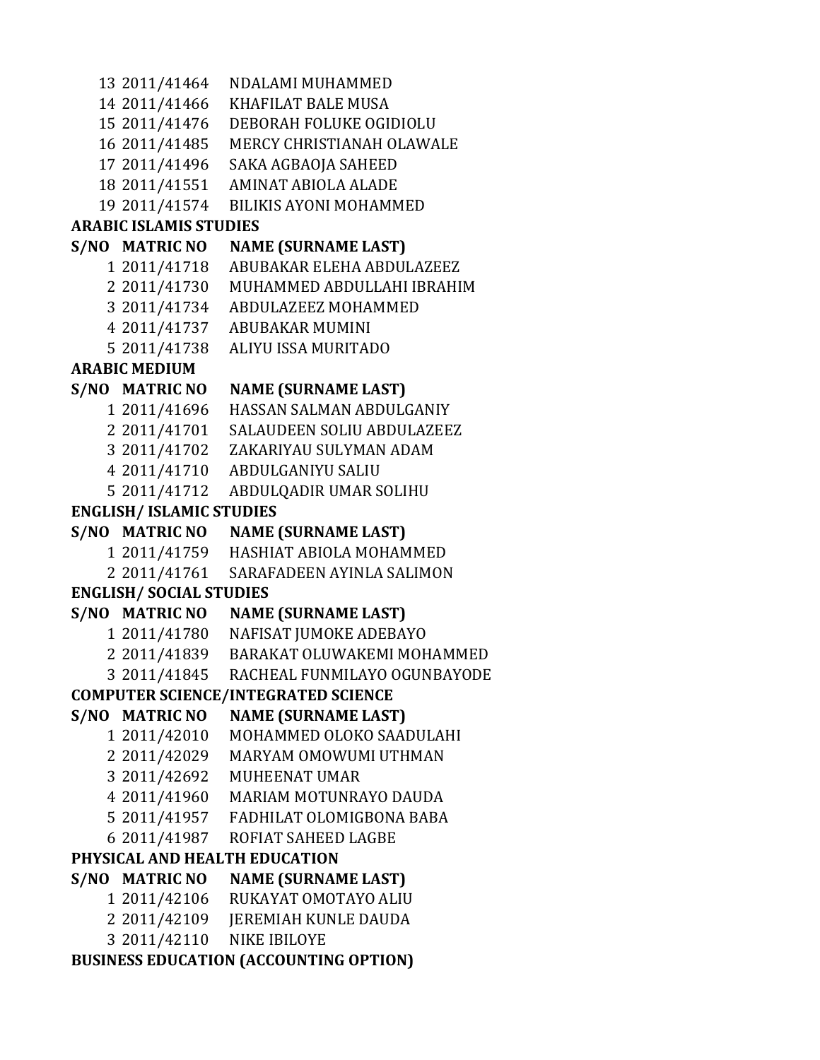| S/NO | MATRIC NO | NAME (SURNAME LAST) |
|---|---|---|
| 13 | 2011/41464 | NDALAMI MUHAMMED |
| 14 | 2011/41466 | KHAFILAT BALE MUSA |
| 15 | 2011/41476 | DEBORAH FOLUKE OGIDIOLU |
| 16 | 2011/41485 | MERCY CHRISTIANAH OLAWALE |
| 17 | 2011/41496 | SAKA AGBAOJA SAHEED |
| 18 | 2011/41551 | AMINAT ABIOLA ALADE |
| 19 | 2011/41574 | BILIKIS AYONI MOHAMMED |

**ARABIC ISLAMIS STUDIES**

| S/NO | MATRIC NO | NAME (SURNAME LAST) |
|---|---|---|
| 1 | 2011/41718 | ABUBAKAR ELEHA ABDULAZEEZ |
| 2 | 2011/41730 | MUHAMMED ABDULLAHI IBRAHIM |
| 3 | 2011/41734 | ABDULAZEEZ MOHAMMED |
| 4 | 2011/41737 | ABUBAKAR MUMINI |
| 5 | 2011/41738 | ALIYU ISSA MURITADO |

**ARABIC MEDIUM**

| S/NO | MATRIC NO | NAME (SURNAME LAST) |
|---|---|---|
| 1 | 2011/41696 | HASSAN SALMAN ABDULGANIY |
| 2 | 2011/41701 | SALAUDEEN SOLIU ABDULAZEEZ |
| 3 | 2011/41702 | ZAKARIYAU SULYMAN ADAM |
| 4 | 2011/41710 | ABDULGANIYU SALIU |
| 5 | 2011/41712 | ABDULQADIR UMAR SOLIHU |

**ENGLISH/ ISLAMIC STUDIES**

| S/NO | MATRIC NO | NAME (SURNAME LAST) |
|---|---|---|
| 1 | 2011/41759 | HASHIAT ABIOLA MOHAMMED |
| 2 | 2011/41761 | SARAFADEEN AYINLA SALIMON |

**ENGLISH/ SOCIAL STUDIES**

| S/NO | MATRIC NO | NAME (SURNAME LAST) |
|---|---|---|
| 1 | 2011/41780 | NAFISAT JUMOKE ADEBAYO |
| 2 | 2011/41839 | BARAKAT OLUWAKEMI MOHAMMED |
| 3 | 2011/41845 | RACHEAL FUNMILAYO OGUNBAYODE |

**COMPUTER SCIENCE/INTEGRATED SCIENCE**

| S/NO | MATRIC NO | NAME (SURNAME LAST) |
|---|---|---|
| 1 | 2011/42010 | MOHAMMED OLOKO SAADULAHI |
| 2 | 2011/42029 | MARYAM OMOWUMI UTHMAN |
| 3 | 2011/42692 | MUHEENAT UMAR |
| 4 | 2011/41960 | MARIAM MOTUNRAYO DAUDA |
| 5 | 2011/41957 | FADHILAT OLOMIGBONA BABA |
| 6 | 2011/41987 | ROFIAT SAHEED LAGBE |

**PHYSICAL AND HEALTH EDUCATION**

| S/NO | MATRIC NO | NAME (SURNAME LAST) |
|---|---|---|
| 1 | 2011/42106 | RUKAYAT OMOTAYO ALIU |
| 2 | 2011/42109 | JEREMIAH KUNLE DAUDA |
| 3 | 2011/42110 | NIKE IBILOYE |

**BUSINESS EDUCATION (ACCOUNTING OPTION)**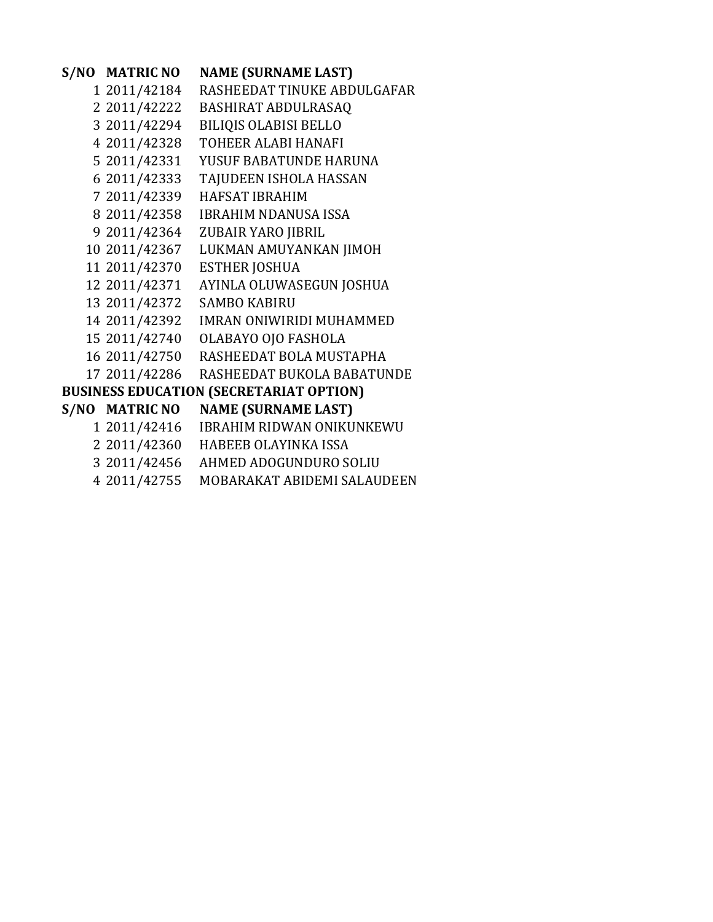| S/NO | MATRIC NO | NAME (SURNAME LAST) |
|---|---|---|
| 1 | 2011/42184 | RASHEEDAT TINUKE ABDULGAFAR |
| 2 | 2011/42222 | BASHIRAT ABDULRASAQ |
| 3 | 2011/42294 | BILIQIS OLABISI BELLO |
| 4 | 2011/42328 | TOHEER ALABI HANAFI |
| 5 | 2011/42331 | YUSUF BABATUNDE HARUNA |
| 6 | 2011/42333 | TAJUDEEN ISHOLA HASSAN |
| 7 | 2011/42339 | HAFSAT IBRAHIM |
| 8 | 2011/42358 | IBRAHIM NDANUSA ISSA |
| 9 | 2011/42364 | ZUBAIR YARO JIBRIL |
| 10 | 2011/42367 | LUKMAN AMUYANKAN JIMOH |
| 11 | 2011/42370 | ESTHER JOSHUA |
| 12 | 2011/42371 | AYINLA OLUWASEGUN JOSHUA |
| 13 | 2011/42372 | SAMBO KABIRU |
| 14 | 2011/42392 | IMRAN ONIWIRIDI MUHAMMED |
| 15 | 2011/42740 | OLABAYO OJO FASHOLA |
| 16 | 2011/42750 | RASHEEDAT BOLA MUSTAPHA |
| 17 | 2011/42286 | RASHEEDAT BUKOLA BABATUNDE |

**BUSINESS EDUCATION (SECRETARIAT OPTION)**

| S/NO | MATRIC NO | NAME (SURNAME LAST) |
|---|---|---|
| 1 | 2011/42416 | IBRAHIM RIDWAN ONIKUNKEWU |
| 2 | 2011/42360 | HABEEB OLAYINKA ISSA |
| 3 | 2011/42456 | AHMED ADOGUNDURO SOLIU |
| 4 | 2011/42755 | MOBARAKAT ABIDEMI SALAUDEEN |